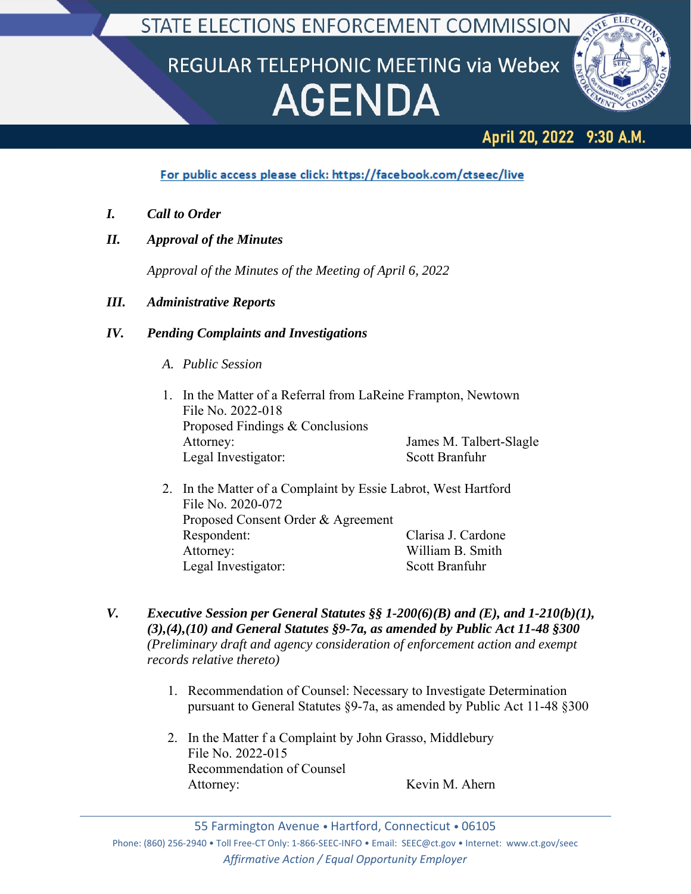# STATE ELECTIONS ENFORCEMENT COMMISSION

## REGULAR TELEPHONIC MEETING via Webex

# AGENDA

**April 20, 2022 9:30 A.M.**

For public access please click: https://facebook.com/ctseec/live

***I. Call to Order***

***II. Approval of the Minutes***

*Approval of the Minutes of the Meeting of April 6, 2022*

***III. Administrative Reports***

***IV. Pending Complaints and Investigations***

*A. Public Session*

1. In the Matter of a Referral from LaReine Frampton, Newtown
   File No. 2022-018
   Proposed Findings & Conclusions
   Attorney: James M. Talbert-Slagle
   Legal Investigator: Scott Branfuhr

2. In the Matter of a Complaint by Essie Labrot, West Hartford
   File No. 2020-072
   Proposed Consent Order & Agreement
   Respondent: Clarisa J. Cardone
   Attorney: William B. Smith
   Legal Investigator: Scott Branfuhr

***V. Executive Session per General Statutes §§ 1-200(6)(B) and (E), and 1-210(b)(1), (3),(4),(10) and General Statutes §9-7a, as amended by Public Act 11-48 §300*** *(Preliminary draft and agency consideration of enforcement action and exempt records relative thereto)*

1. Recommendation of Counsel: Necessary to Investigate Determination pursuant to General Statutes §9-7a, as amended by Public Act 11-48 §300

2. In the Matter f a Complaint by John Grasso, Middlebury
   File No. 2022-015
   Recommendation of Counsel
   Attorney: Kevin M. Ahern

55 Farmington Avenue • Hartford, Connecticut • 06105
Phone: (860) 256-2940 • Toll Free-CT Only: 1-866-SEEC-INFO • Email: SEEC@ct.gov • Internet: www.ct.gov/seec
*Affirmative Action / Equal Opportunity Employer*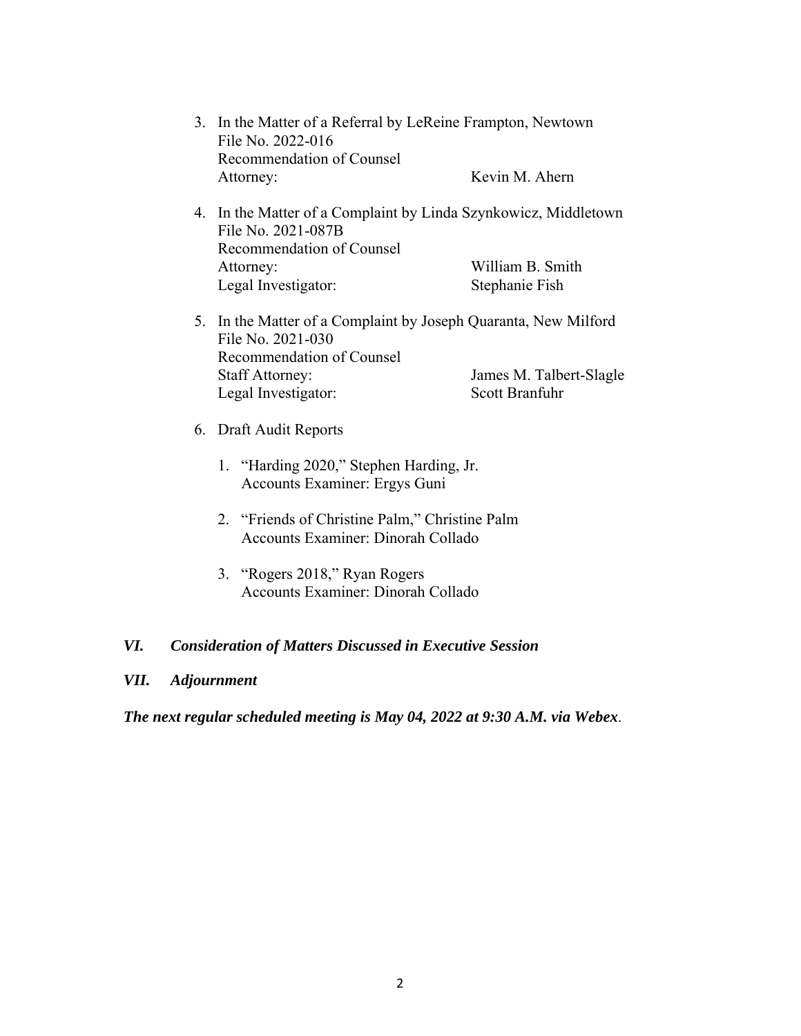3. In the Matter of a Referral by LeReine Frampton, Newtown
   File No. 2022-016
   Recommendation of Counsel
   Attorney: Kevin M. Ahern

4. In the Matter of a Complaint by Linda Szynkowicz, Middletown
   File No. 2021-087B
   Recommendation of Counsel
   Attorney: William B. Smith
   Legal Investigator: Stephanie Fish

5. In the Matter of a Complaint by Joseph Quaranta, New Milford
   File No. 2021-030
   Recommendation of Counsel
   Staff Attorney: James M. Talbert-Slagle
   Legal Investigator: Scott Branfuhr

6. Draft Audit Reports

   1. "Harding 2020," Stephen Harding, Jr.
      Accounts Examiner: Ergys Guni

   2. "Friends of Christine Palm," Christine Palm
      Accounts Examiner: Dinorah Collado

   3. "Rogers 2018," Ryan Rogers
      Accounts Examiner: Dinorah Collado

***VI. Consideration of Matters Discussed in Executive Session***

***VII. Adjournment***

***The next regular scheduled meeting is May 04, 2022 at 9:30 A.M. via Webex***.